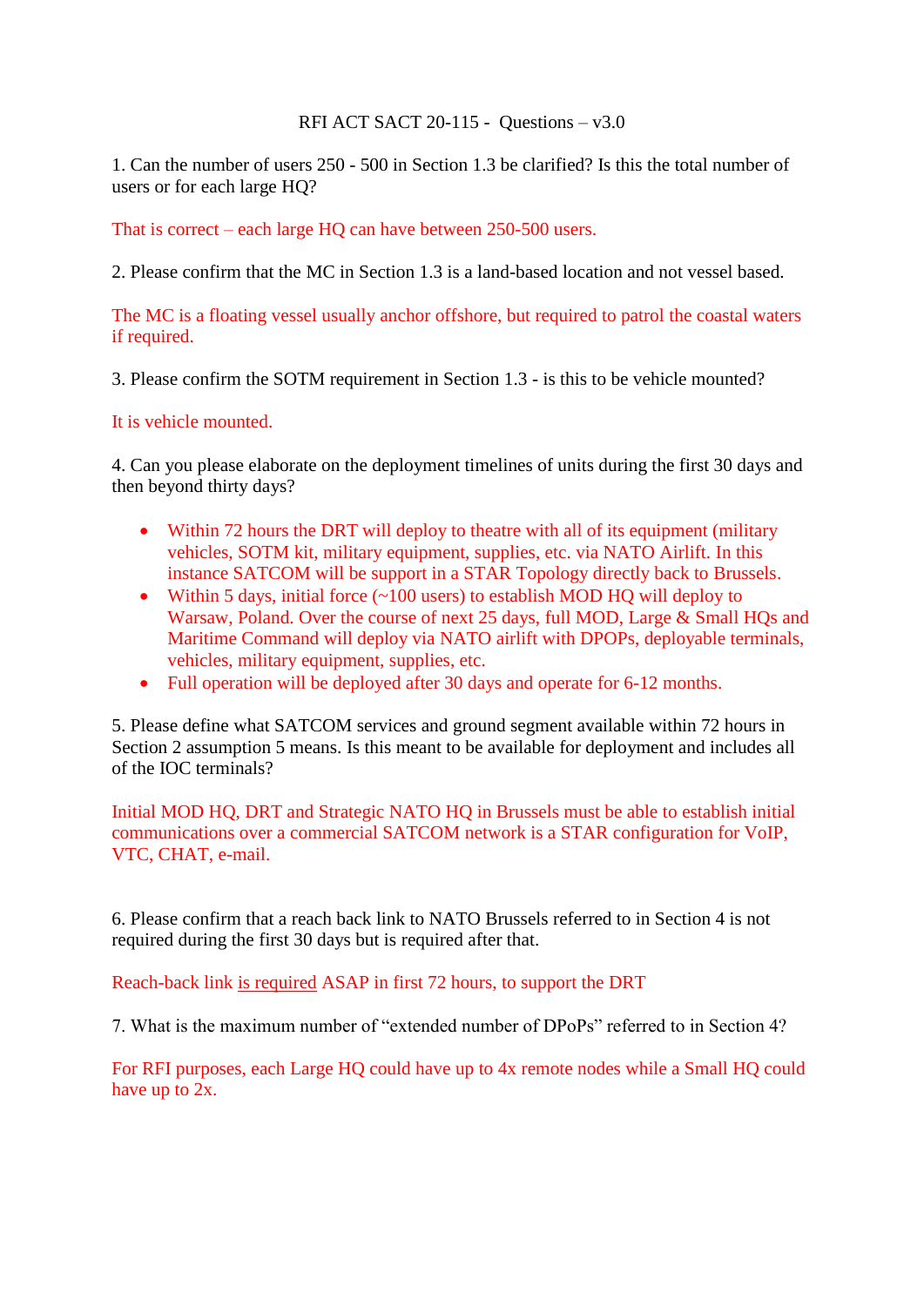RFI ACT SACT 20-115 - Questions – v3.0

1. Can the number of users 250 - 500 in Section 1.3 be clarified? Is this the total number of users or for each large HQ?

That is correct – each large HQ can have between 250-500 users.

2. Please confirm that the MC in Section 1.3 is a land-based location and not vessel based.

The MC is a floating vessel usually anchor offshore, but required to patrol the coastal waters if required.

3. Please confirm the SOTM requirement in Section 1.3 - is this to be vehicle mounted?

It is vehicle mounted.

4. Can you please elaborate on the deployment timelines of units during the first 30 days and then beyond thirty days?

- Within 72 hours the DRT will deploy to theatre with all of its equipment (military vehicles, SOTM kit, military equipment, supplies, etc. via NATO Airlift. In this instance SATCOM will be support in a STAR Topology directly back to Brussels.
- Within 5 days, initial force (~100 users) to establish MOD HQ will deploy to Warsaw, Poland. Over the course of next 25 days, full MOD, Large & Small HQs and Maritime Command will deploy via NATO airlift with DPOPs, deployable terminals, vehicles, military equipment, supplies, etc.
- Full operation will be deployed after 30 days and operate for 6-12 months.

5. Please define what SATCOM services and ground segment available within 72 hours in Section 2 assumption 5 means. Is this meant to be available for deployment and includes all of the IOC terminals?

Initial MOD HQ, DRT and Strategic NATO HQ in Brussels must be able to establish initial communications over a commercial SATCOM network is a STAR configuration for VoIP, VTC, CHAT, e-mail.

6. Please confirm that a reach back link to NATO Brussels referred to in Section 4 is not required during the first 30 days but is required after that.

Reach-back link is required ASAP in first 72 hours, to support the DRT

7. What is the maximum number of "extended number of DPoPs" referred to in Section 4?

For RFI purposes, each Large HQ could have up to 4x remote nodes while a Small HQ could have up to 2x.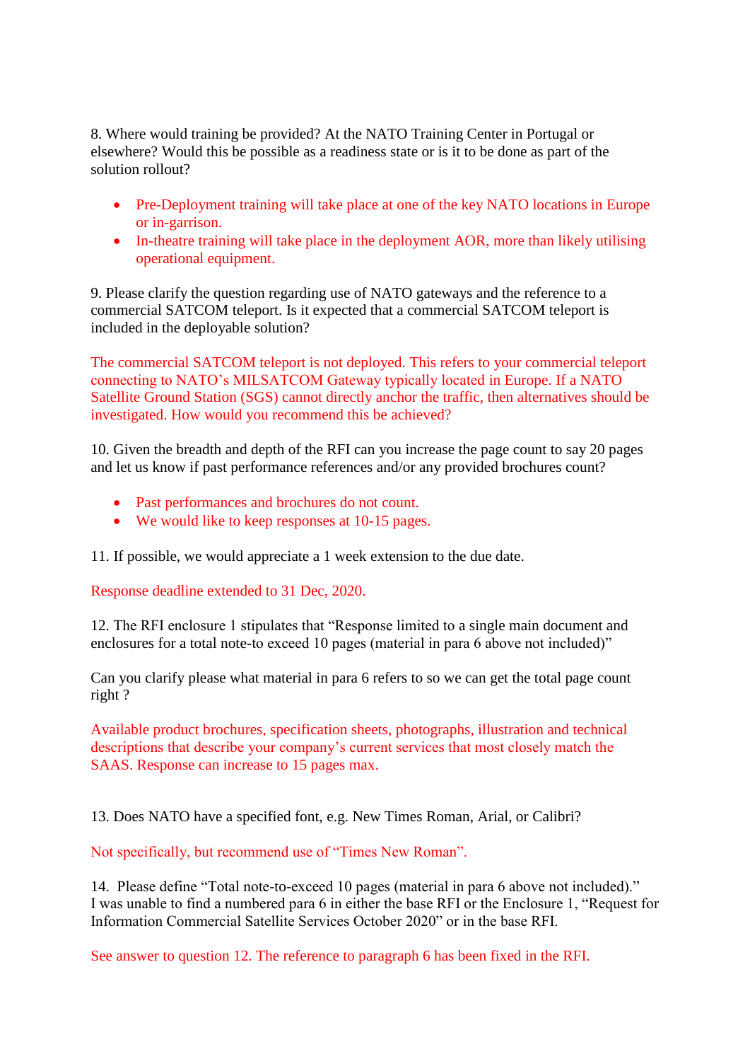8. Where would training be provided? At the NATO Training Center in Portugal or elsewhere? Would this be possible as a readiness state or is it to be done as part of the solution rollout?

- Pre-Deployment training will take place at one of the key NATO locations in Europe or in-garrison.
- In-theatre training will take place in the deployment AOR, more than likely utilising operational equipment.

9. Please clarify the question regarding use of NATO gateways and the reference to a commercial SATCOM teleport. Is it expected that a commercial SATCOM teleport is included in the deployable solution?

The commercial SATCOM teleport is not deployed. This refers to your commercial teleport connecting to NATO's MILSATCOM Gateway typically located in Europe. If a NATO Satellite Ground Station (SGS) cannot directly anchor the traffic, then alternatives should be investigated. How would you recommend this be achieved?

10. Given the breadth and depth of the RFI can you increase the page count to say 20 pages and let us know if past performance references and/or any provided brochures count?

- Past performances and brochures do not count.
- We would like to keep responses at 10-15 pages.

11. If possible, we would appreciate a 1 week extension to the due date.

Response deadline extended to 31 Dec, 2020.

12. The RFI enclosure 1 stipulates that "Response limited to a single main document and enclosures for a total note-to exceed 10 pages (material in para 6 above not included)"

Can you clarify please what material in para 6 refers to so we can get the total page count right ?

Available product brochures, specification sheets, photographs, illustration and technical descriptions that describe your company's current services that most closely match the SAAS. Response can increase to 15 pages max.

13. Does NATO have a specified font, e.g. New Times Roman, Arial, or Calibri?

Not specifically, but recommend use of "Times New Roman".

14. Please define "Total note-to-exceed 10 pages (material in para 6 above not included)." I was unable to find a numbered para 6 in either the base RFI or the Enclosure 1, "Request for Information Commercial Satellite Services October 2020" or in the base RFI.

See answer to question 12. The reference to paragraph 6 has been fixed in the RFI.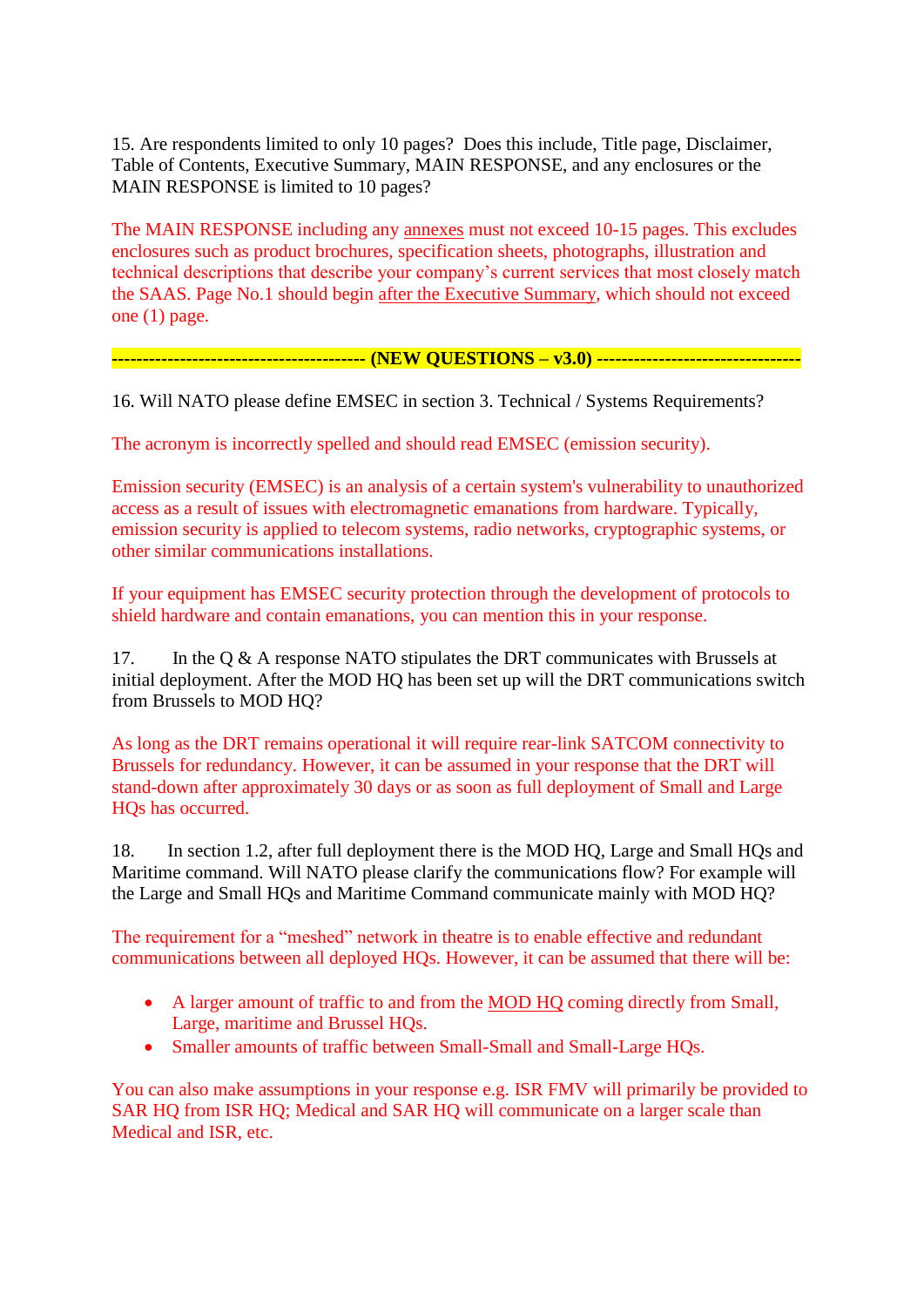15. Are respondents limited to only 10 pages? Does this include, Title page, Disclaimer, Table of Contents, Executive Summary, MAIN RESPONSE, and any enclosures or the MAIN RESPONSE is limited to 10 pages?

The MAIN RESPONSE including any annexes must not exceed 10-15 pages. This excludes enclosures such as product brochures, specification sheets, photographs, illustration and technical descriptions that describe your company's current services that most closely match the SAAS. Page No.1 should begin after the Executive Summary, which should not exceed one (1) page.

**---------------------------------------- (NEW QUESTIONS – v3.0) --------------------------------**

16. Will NATO please define EMSEC in section 3. Technical / Systems Requirements?

The acronym is incorrectly spelled and should read EMSEC (emission security).

Emission security (EMSEC) is an analysis of a certain system's vulnerability to unauthorized access as a result of issues with electromagnetic emanations from hardware. Typically, emission security is applied to telecom systems, radio networks, cryptographic systems, or other similar communications installations.

If your equipment has EMSEC security protection through the development of protocols to shield hardware and contain emanations, you can mention this in your response.

17. In the Q & A response NATO stipulates the DRT communicates with Brussels at initial deployment. After the MOD HQ has been set up will the DRT communications switch from Brussels to MOD HQ?

As long as the DRT remains operational it will require rear-link SATCOM connectivity to Brussels for redundancy. However, it can be assumed in your response that the DRT will stand-down after approximately 30 days or as soon as full deployment of Small and Large HQs has occurred.

18. In section 1.2, after full deployment there is the MOD HQ, Large and Small HQs and Maritime command. Will NATO please clarify the communications flow? For example will the Large and Small HQs and Maritime Command communicate mainly with MOD HQ?

The requirement for a "meshed" network in theatre is to enable effective and redundant communications between all deployed HQs. However, it can be assumed that there will be:

- A larger amount of traffic to and from the MOD HQ coming directly from Small, Large, maritime and Brussel HQs.
- Smaller amounts of traffic between Small-Small and Small-Large HQs.

You can also make assumptions in your response e.g. ISR FMV will primarily be provided to SAR HQ from ISR HQ; Medical and SAR HQ will communicate on a larger scale than Medical and ISR, etc.